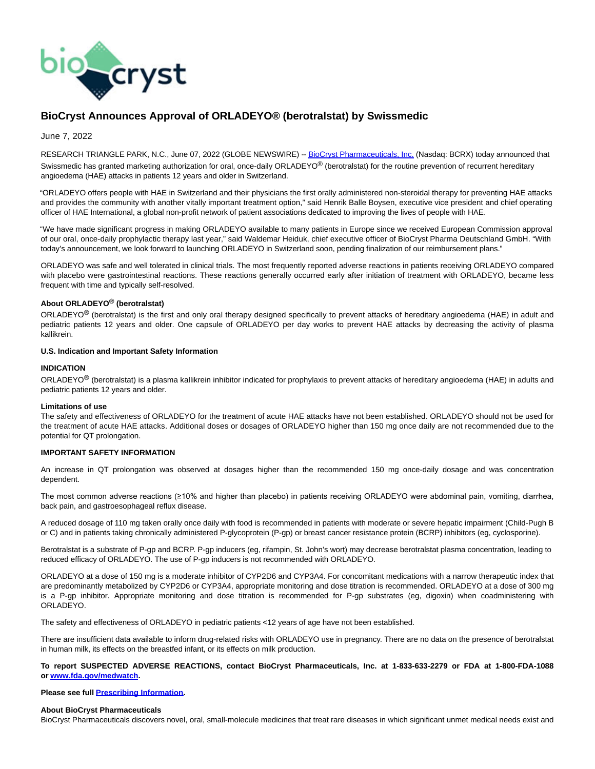# BioCryst Announces Approval of ORLADEYO® (berotralstat) by Swissmedic

June 7, 2022

RESEARCH TRIANGLE PARK, N.C., June 07, 2022 (GLOBE NEWSWIRE) -- BioCryst Pharmaceuticals, Inc. (Nasdaq: BCRX) today announced that Swissmedic has granted marketing authorization for oral, once-daily ORLADEYO® (berotralstat) for the routine prevention of recurrent hereditary angioedema (HAE) attacks in patients 12 years and older in Switzerland.

"ORLADEYO offers people with HAE in Switzerland and their physicians the first orally administered non-steroidal therapy for preventing HAE attacks and provides the community with another vitally important treatment option," said Henrik Balle Boysen, executive vice president and chief operating officer of HAE International, a global non-profit network of patient associations dedicated to improving the lives of people with HAE.

"We have made significant progress in making ORLADEYO available to many patients in Europe since we received European Commission approval of our oral, once-daily prophylactic therapy last year," said Waldemar Heiduk, chief executive officer of BioCryst Pharma Deutschland GmbH. "With today's announcement, we look forward to launching ORLADEYO in Switzerland soon, pending finalization of our reimbursement plans."

ORLADEYO was safe and well tolerated in clinical trials. The most frequently reported adverse reactions in patients receiving ORLADEYO compared with placebo were gastrointestinal reactions. These reactions generally occurred early after initiation of treatment with ORLADEYO, became less frequent with time and typically self-resolved.

**About ORLADEYO® (berotralstat)**

ORLADEYO® (berotralstat) is the first and only oral therapy designed specifically to prevent attacks of hereditary angioedema (HAE) in adult and pediatric patients 12 years and older. One capsule of ORLADEYO per day works to prevent HAE attacks by decreasing the activity of plasma kallikrein.

**U.S. Indication and Important Safety Information**

**INDICATION**

ORLADEYO® (berotralstat) is a plasma kallikrein inhibitor indicated for prophylaxis to prevent attacks of hereditary angioedema (HAE) in adults and pediatric patients 12 years and older.

**Limitations of use**

The safety and effectiveness of ORLADEYO for the treatment of acute HAE attacks have not been established. ORLADEYO should not be used for the treatment of acute HAE attacks. Additional doses or dosages of ORLADEYO higher than 150 mg once daily are not recommended due to the potential for QT prolongation.

**IMPORTANT SAFETY INFORMATION**

An increase in QT prolongation was observed at dosages higher than the recommended 150 mg once-daily dosage and was concentration dependent.

The most common adverse reactions (≥10% and higher than placebo) in patients receiving ORLADEYO were abdominal pain, vomiting, diarrhea, back pain, and gastroesophageal reflux disease.

A reduced dosage of 110 mg taken orally once daily with food is recommended in patients with moderate or severe hepatic impairment (Child-Pugh B or C) and in patients taking chronically administered P-glycoprotein (P-gp) or breast cancer resistance protein (BCRP) inhibitors (eg, cyclosporine).

Berotralstat is a substrate of P-gp and BCRP. P-gp inducers (eg, rifampin, St. John's wort) may decrease berotralstat plasma concentration, leading to reduced efficacy of ORLADEYO. The use of P-gp inducers is not recommended with ORLADEYO.

ORLADEYO at a dose of 150 mg is a moderate inhibitor of CYP2D6 and CYP3A4. For concomitant medications with a narrow therapeutic index that are predominantly metabolized by CYP2D6 or CYP3A4, appropriate monitoring and dose titration is recommended. ORLADEYO at a dose of 300 mg is a P-gp inhibitor. Appropriate monitoring and dose titration is recommended for P-gp substrates (eg, digoxin) when coadministering with ORLADEYO.

The safety and effectiveness of ORLADEYO in pediatric patients <12 years of age have not been established.

There are insufficient data available to inform drug-related risks with ORLADEYO use in pregnancy. There are no data on the presence of berotralstat in human milk, its effects on the breastfed infant, or its effects on milk production.

**To report SUSPECTED ADVERSE REACTIONS, contact BioCryst Pharmaceuticals, Inc. at 1-833-633-2279 or FDA at 1-800-FDA-1088 or www.fda.gov/medwatch.**

**Please see full Prescribing Information.**

**About BioCryst Pharmaceuticals**

BioCryst Pharmaceuticals discovers novel, oral, small-molecule medicines that treat rare diseases in which significant unmet medical needs exist and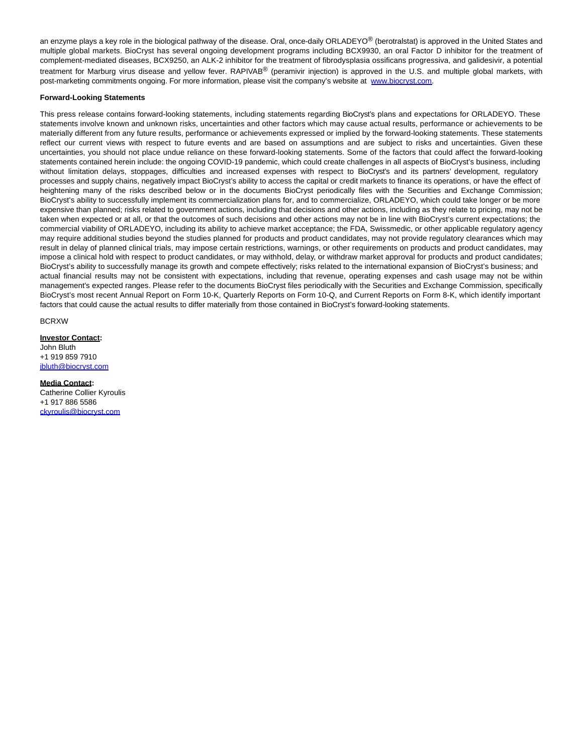an enzyme plays a key role in the biological pathway of the disease. Oral, once-daily ORLADEYO® (berotralstat) is approved in the United States and multiple global markets. BioCryst has several ongoing development programs including BCX9930, an oral Factor D inhibitor for the treatment of complement-mediated diseases, BCX9250, an ALK-2 inhibitor for the treatment of fibrodysplasia ossificans progressiva, and galidesivir, a potential treatment for Marburg virus disease and yellow fever. RAPIVAB® (peramivir injection) is approved in the U.S. and multiple global markets, with post-marketing commitments ongoing. For more information, please visit the company's website at www.biocryst.com.

**Forward-Looking Statements**

This press release contains forward-looking statements, including statements regarding BioCryst's plans and expectations for ORLADEYO. These statements involve known and unknown risks, uncertainties and other factors which may cause actual results, performance or achievements to be materially different from any future results, performance or achievements expressed or implied by the forward-looking statements. These statements reflect our current views with respect to future events and are based on assumptions and are subject to risks and uncertainties. Given these uncertainties, you should not place undue reliance on these forward-looking statements. Some of the factors that could affect the forward-looking statements contained herein include: the ongoing COVID-19 pandemic, which could create challenges in all aspects of BioCryst's business, including without limitation delays, stoppages, difficulties and increased expenses with respect to BioCryst's and its partners' development, regulatory processes and supply chains, negatively impact BioCryst's ability to access the capital or credit markets to finance its operations, or have the effect of heightening many of the risks described below or in the documents BioCryst periodically files with the Securities and Exchange Commission; BioCryst's ability to successfully implement its commercialization plans for, and to commercialize, ORLADEYO, which could take longer or be more expensive than planned; risks related to government actions, including that decisions and other actions, including as they relate to pricing, may not be taken when expected or at all, or that the outcomes of such decisions and other actions may not be in line with BioCryst's current expectations; the commercial viability of ORLADEYO, including its ability to achieve market acceptance; the FDA, Swissmedic, or other applicable regulatory agency may require additional studies beyond the studies planned for products and product candidates, may not provide regulatory clearances which may result in delay of planned clinical trials, may impose certain restrictions, warnings, or other requirements on products and product candidates, may impose a clinical hold with respect to product candidates, or may withhold, delay, or withdraw market approval for products and product candidates; BioCryst's ability to successfully manage its growth and compete effectively; risks related to the international expansion of BioCryst's business; and actual financial results may not be consistent with expectations, including that revenue, operating expenses and cash usage may not be within management's expected ranges. Please refer to the documents BioCryst files periodically with the Securities and Exchange Commission, specifically BioCryst's most recent Annual Report on Form 10-K, Quarterly Reports on Form 10-Q, and Current Reports on Form 8-K, which identify important factors that could cause the actual results to differ materially from those contained in BioCryst's forward-looking statements.

BCRXW

**Investor Contact:**
John Bluth
+1 919 859 7910
jbluth@biocryst.com

**Media Contact:**
Catherine Collier Kyroulis
+1 917 886 5586
ckyroulis@biocryst.com